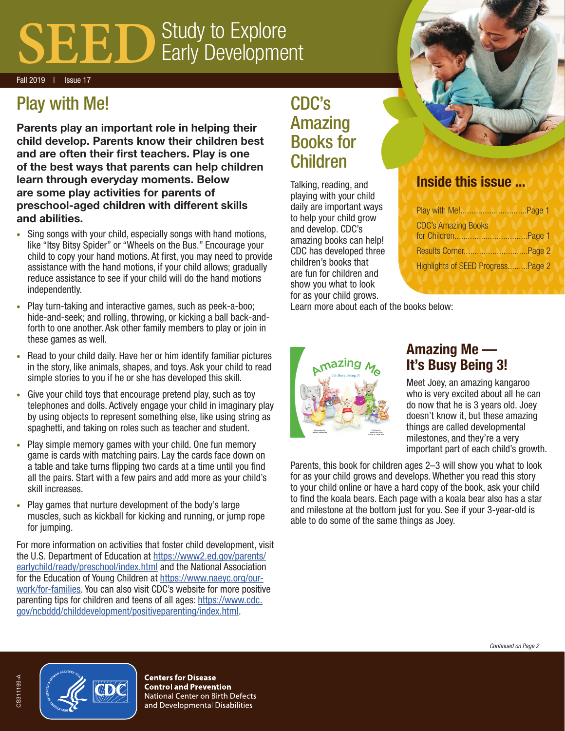# SEED Study to Explore Early Development

Fall 2019 | Issue 17

## Play with Me!

**Parents play an important role in helping their child develop. Parents know their children best and are often their first teachers. Play is one of the best ways that parents can help children learn through everyday moments. Below are some play activities for parents of preschool-aged children with different skills and abilities.**

- Sing songs with your child, especially songs with hand motions, like "Itsy Bitsy Spider" or "Wheels on the Bus." Encourage your child to copy your hand motions. At first, you may need to provide assistance with the hand motions, if your child allows; gradually reduce assistance to see if your child will do the hand motions independently.
- Play turn-taking and interactive games, such as peek-a-boo; hide-and-seek; and rolling, throwing, or kicking a ball back-and-forth to one another. Ask other family members to play or join in these games as well.
- Read to your child daily. Have her or him identify familiar pictures in the story, like animals, shapes, and toys. Ask your child to read simple stories to you if he or she has developed this skill.
- Give your child toys that encourage pretend play, such as toy telephones and dolls. Actively engage your child in imaginary play by using objects to represent something else, like using string as spaghetti, and taking on roles such as teacher and student.
- Play simple memory games with your child. One fun memory game is cards with matching pairs. Lay the cards face down on a table and take turns flipping two cards at a time until you find all the pairs. Start with a few pairs and add more as your child's skill increases.
- Play games that nurture development of the body's large muscles, such as kickball for kicking and running, or jump rope for jumping.

For more information on activities that foster child development, visit the U.S. Department of Education at https://www2.ed.gov/parents/earlychild/ready/preschool/index.html and the National Association for the Education of Young Children at https://www.naeyc.org/our-work/for-families. You can also visit CDC's website for more positive parenting tips for children and teens of all ages: https://www.cdc.gov/ncbddd/childdevelopment/positiveparenting/index.html.

## CDC's Amazing Books for Children

Talking, reading, and playing with your child daily are important ways to help your child grow and develop. CDC's amazing books can help! CDC has developed three children's books that are fun for children and show you what to look for as your child grows. Learn more about each of the books below:

### Inside this issue ...

- Play with Me!..............................Page 1
- CDC's Amazing Books for Children................................Page 1
- Results Corner.............................Page 2
- Highlights of SEED Progress.........Page 2

### Amazing Me — It's Busy Being 3!

Meet Joey, an amazing kangaroo who is very excited about all he can do now that he is 3 years old. Joey doesn't know it, but these amazing things are called developmental milestones, and they're a very important part of each child's growth.

Parents, this book for children ages 2–3 will show you what to look for as your child grows and develops. Whether you read this story to your child online or have a hard copy of the book, ask your child to find the koala bears. Each page with a koala bear also has a star and milestone at the bottom just for you. See if your 3-year-old is able to do some of the same things as Joey.

*Continued on Page 2*

Centers for Disease Control and Prevention
National Center on Birth Defects and Developmental Disabilities

CS311199-A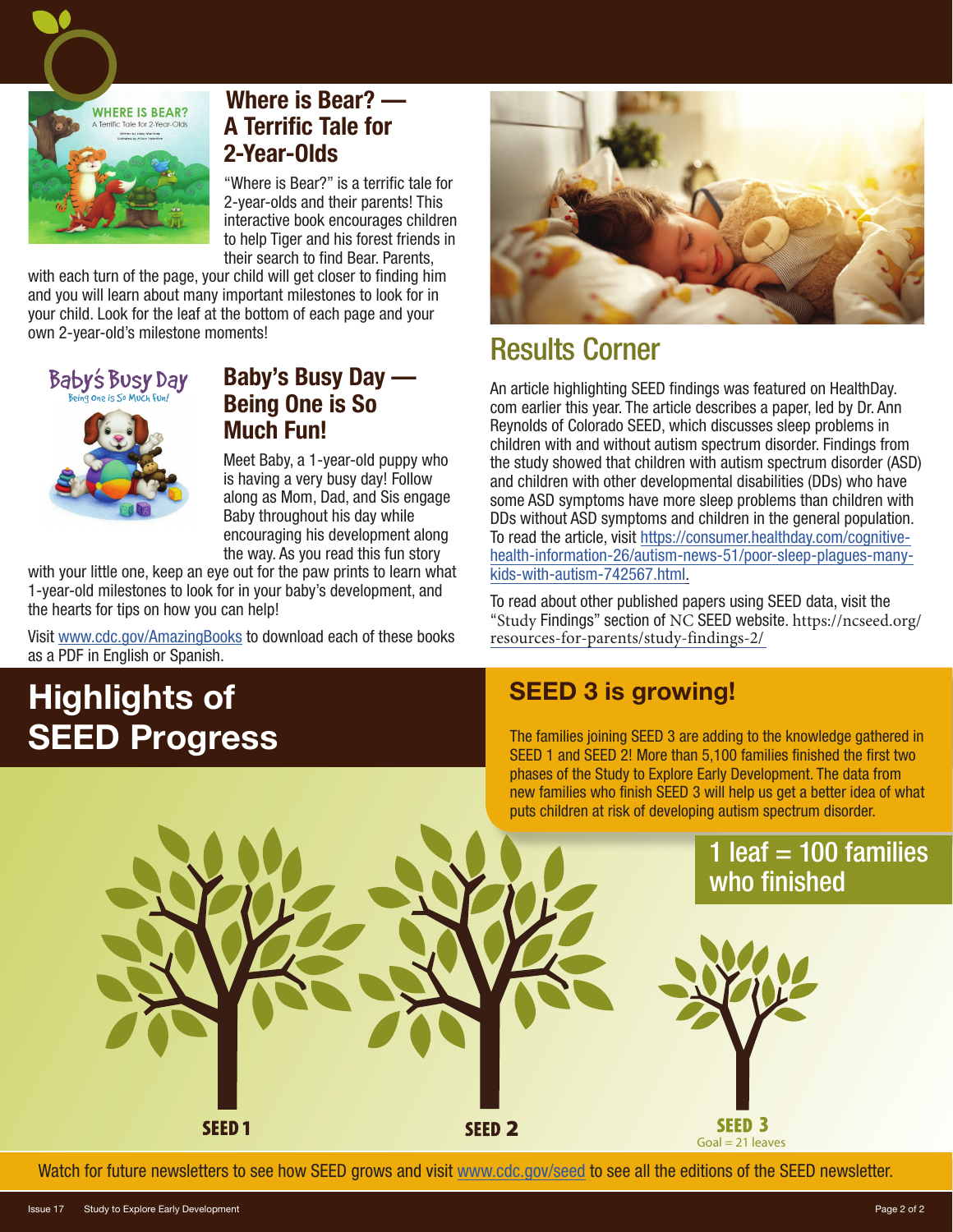## Where is Bear? — A Terrific Tale for 2-Year-Olds

"Where is Bear?" is a terrific tale for 2-year-olds and their parents! This interactive book encourages children to help Tiger and his forest friends in their search to find Bear. Parents, with each turn of the page, your child will get closer to finding him and you will learn about many important milestones to look for in your child. Look for the leaf at the bottom of each page and your own 2-year-old's milestone moments!

## Baby's Busy Day — Being One is So Much Fun!

Meet Baby, a 1-year-old puppy who is having a very busy day! Follow along as Mom, Dad, and Sis engage Baby throughout his day while encouraging his development along the way. As you read this fun story with your little one, keep an eye out for the paw prints to learn what 1-year-old milestones to look for in your baby's development, and the hearts for tips on how you can help!

Visit www.cdc.gov/AmazingBooks to download each of these books as a PDF in English or Spanish.

## Results Corner

An article highlighting SEED findings was featured on HealthDay.com earlier this year. The article describes a paper, led by Dr. Ann Reynolds of Colorado SEED, which discusses sleep problems in children with and without autism spectrum disorder. Findings from the study showed that children with autism spectrum disorder (ASD) and children with other developmental disabilities (DDs) who have some ASD symptoms have more sleep problems than children with DDs without ASD symptoms and children in the general population. To read the article, visit https://consumer.healthday.com/cognitive-health-information-26/autism-news-51/poor-sleep-plagues-many-kids-with-autism-742567.html.

To read about other published papers using SEED data, visit the "Study Findings" section of NC SEED website. https://ncseed.org/resources-for-parents/study-findings-2/

# Highlights of SEED Progress

## SEED 3 is growing!

The families joining SEED 3 are adding to the knowledge gathered in SEED 1 and SEED 2! More than 5,100 families finished the first two phases of the Study to Explore Early Development. The data from new families who finish SEED 3 will help us get a better idea of what puts children at risk of developing autism spectrum disorder.

1 leaf = 100 families who finished

SEED 1

SEED 2

SEED 3
Goal = 21 leaves

Watch for future newsletters to see how SEED grows and visit www.cdc.gov/seed to see all the editions of the SEED newsletter.